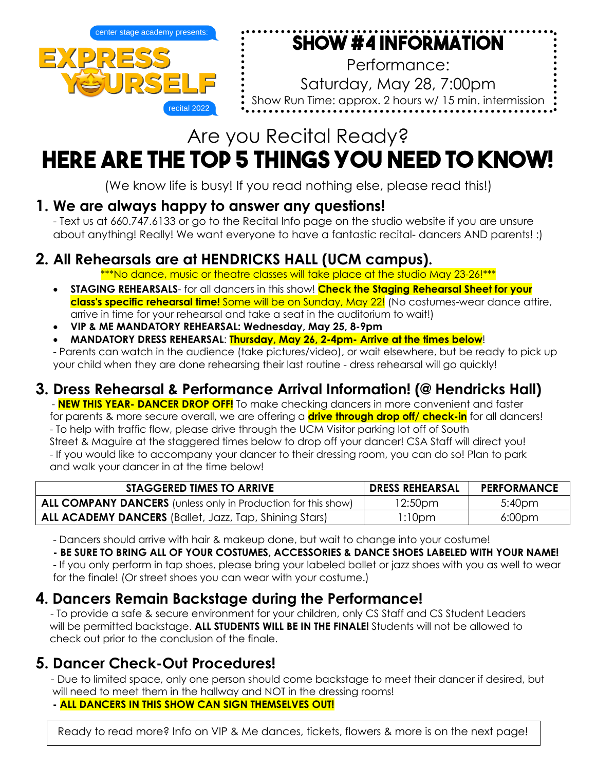center stage academy presents:

# EXPRESS YOURSELF

recital 2022

## SHOW #4 INFORMATION

Performance:

Saturday, May 28, 7:00pm

Show Run Time: approx. 2 hours w/ 15 min. intermission

Are you Recital Ready?

# HERE ARE THE TOP 5 THINGS YOU NEED TO KNOW!

(We know life is busy! If you read nothing else, please read this!)

## 1. We are always happy to answer any questions!

- Text us at 660.747.6133 or go to the Recital Info page on the studio website if you are unsure about anything! Really! We want everyone to have a fantastic recital- dancers AND parents! :)

## 2. All Rehearsals are at HENDRICKS HALL (UCM campus).

\*\*\*No dance, music or theatre classes will take place at the studio May 23-26!\*\*\*

- **STAGING REHEARSALS**- for all dancers in this show! **Check the Staging Rehearsal Sheet for your class's specific rehearsal time!** Some will be on Sunday, May 22! (No costumes-wear dance attire, arrive in time for your rehearsal and take a seat in the auditorium to wait!)
- **VIP & ME MANDATORY REHEARSAL: Wednesday, May 25, 8-9pm**
- **MANDATORY DRESS REHEARSAL**: **Thursday, May 26, 2-4pm- Arrive at the times below**!

- Parents can watch in the audience (take pictures/video), or wait elsewhere, but be ready to pick up your child when they are done rehearsing their last routine - dress rehearsal will go quickly!

## 3. Dress Rehearsal & Performance Arrival Information! (@ Hendricks Hall)

- **NEW THIS YEAR- DANCER DROP OFF!** To make checking dancers in more convenient and faster for parents & more secure overall, we are offering a **drive through drop off/ check-in** for all dancers!

- To help with traffic flow, please drive through the UCM Visitor parking lot off of South Street & Maguire at the staggered times below to drop off your dancer! CSA Staff will direct you!

- If you would like to accompany your dancer to their dressing room, you can do so! Plan to park and walk your dancer in at the time below!

| STAGGERED TIMES TO ARRIVE | DRESS REHEARSAL | PERFORMANCE |
|---|---|---|
| **ALL COMPANY DANCERS** (unless only in Production for this show) | 12:50pm | 5:40pm |
| **ALL ACADEMY DANCERS** (Ballet, Jazz, Tap, Shining Stars) | 1:10pm | 6:00pm |

- Dancers should arrive with hair & makeup done, but wait to change into your costume!

**- BE SURE TO BRING ALL OF YOUR COSTUMES, ACCESSORIES & DANCE SHOES LABELED WITH YOUR NAME!**

- If you only perform in tap shoes, please bring your labeled ballet or jazz shoes with you as well to wear for the finale! (Or street shoes you can wear with your costume.)

## 4. Dancers Remain Backstage during the Performance!

- To provide a safe & secure environment for your children, only CS Staff and CS Student Leaders will be permitted backstage. **ALL STUDENTS WILL BE IN THE FINALE!** Students will not be allowed to check out prior to the conclusion of the finale.

## 5. Dancer Check-Out Procedures!

- Due to limited space, only one person should come backstage to meet their dancer if desired, but will need to meet them in the hallway and NOT in the dressing rooms!

**- ALL DANCERS IN THIS SHOW CAN SIGN THEMSELVES OUT!**

Ready to read more? Info on VIP & Me dances, tickets, flowers & more is on the next page!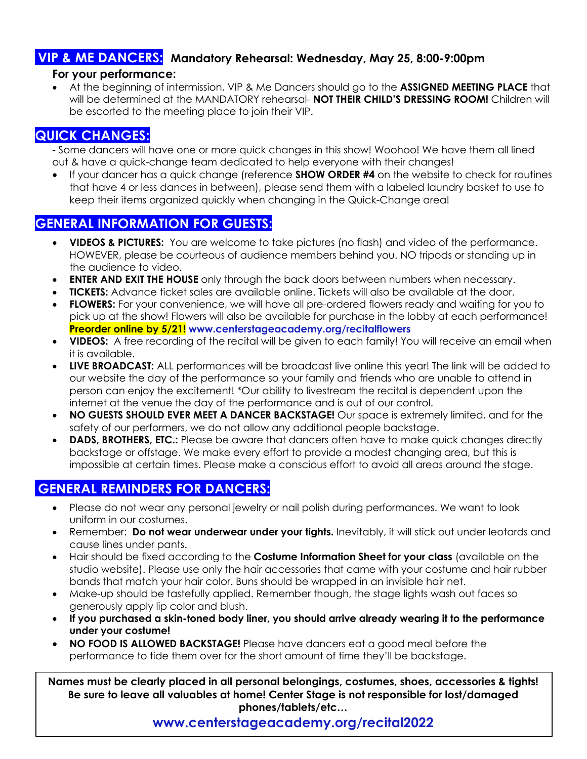## VIP & ME DANCERS: **Mandatory Rehearsal: Wednesday, May 25, 8:00-9:00pm**

**For your performance:**

- At the beginning of intermission, VIP & Me Dancers should go to the **ASSIGNED MEETING PLACE** that will be determined at the MANDATORY rehearsal- **NOT THEIR CHILD'S DRESSING ROOM!** Children will be escorted to the meeting place to join their VIP.

## QUICK CHANGES:

- Some dancers will have one or more quick changes in this show! Woohoo! We have them all lined out & have a quick-change team dedicated to help everyone with their changes!

- If your dancer has a quick change (reference **SHOW ORDER #4** on the website to check for routines that have 4 or less dances in between), please send them with a labeled laundry basket to use to keep their items organized quickly when changing in the Quick-Change area!

## GENERAL INFORMATION FOR GUESTS:

- **VIDEOS & PICTURES:** You are welcome to take pictures (no flash) and video of the performance. HOWEVER, please be courteous of audience members behind you. NO tripods or standing up in the audience to video.
- **ENTER AND EXIT THE HOUSE** only through the back doors between numbers when necessary.
- **TICKETS:** Advance ticket sales are available online. Tickets will also be available at the door.
- **FLOWERS:** For your convenience, we will have all pre-ordered flowers ready and waiting for you to pick up at the show! Flowers will also be available for purchase in the lobby at each performance! **Preorder online by 5/21!** **www.centerstageacademy.org/recitalflowers**
- **VIDEOS:** A free recording of the recital will be given to each family! You will receive an email when it is available.
- **LIVE BROADCAST:** ALL performances will be broadcast live online this year! The link will be added to our website the day of the performance so your family and friends who are unable to attend in person can enjoy the excitement! *Our ability to livestream the recital is dependent upon the internet at the venue the day of the performance and is out of our control.
- **NO GUESTS SHOULD EVER MEET A DANCER BACKSTAGE!** Our space is extremely limited, and for the safety of our performers, we do not allow any additional people backstage.
- **DADS, BROTHERS, ETC.:** Please be aware that dancers often have to make quick changes directly backstage or offstage. We make every effort to provide a modest changing area, but this is impossible at certain times. Please make a conscious effort to avoid all areas around the stage.

## GENERAL REMINDERS FOR DANCERS:

- Please do not wear any personal jewelry or nail polish during performances. We want to look uniform in our costumes.
- Remember: **Do not wear underwear under your tights.** Inevitably, it will stick out under leotards and cause lines under pants.
- Hair should be fixed according to the **Costume Information Sheet for your class** (available on the studio website). Please use only the hair accessories that came with your costume and hair rubber bands that match your hair color. Buns should be wrapped in an invisible hair net.
- Make-up should be tastefully applied. Remember though, the stage lights wash out faces so generously apply lip color and blush.
- **If you purchased a skin-toned body liner, you should arrive already wearing it to the performance under your costume!**
- **NO FOOD IS ALLOWED BACKSTAGE!** Please have dancers eat a good meal before the performance to tide them over for the short amount of time they'll be backstage.

**Names must be clearly placed in all personal belongings, costumes, shoes, accessories & tights! Be sure to leave all valuables at home! Center Stage is not responsible for lost/damaged phones/tablets/etc…**

**www.centerstageacademy.org/recital2022**